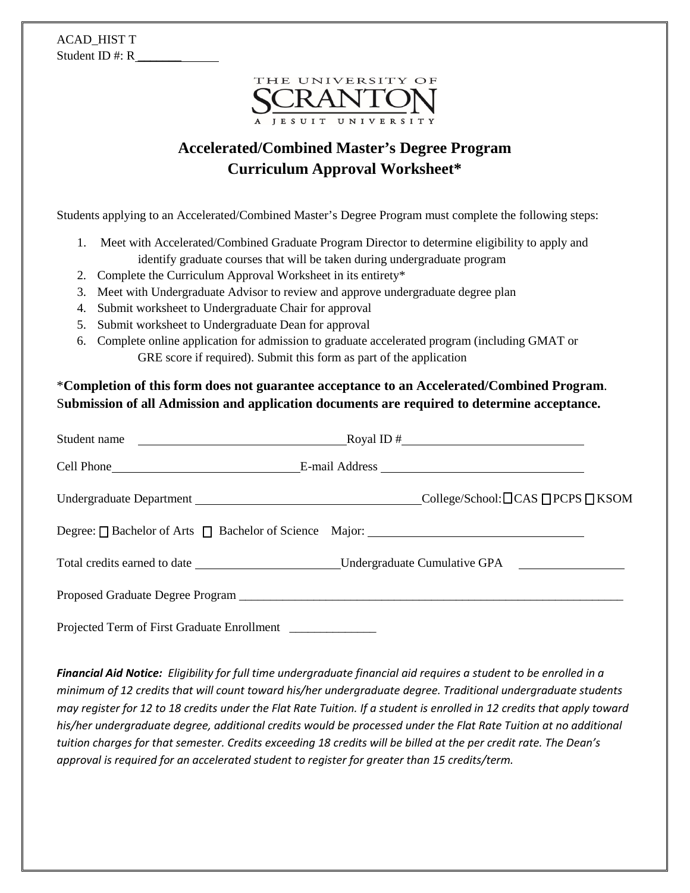ACAD_HIST T
Student ID #: R_______

THE UNIVERSITY OF SCRANTON
A JESUIT UNIVERSITY

# Accelerated/Combined Master's Degree Program
# Curriculum Approval Worksheet*

Students applying to an Accelerated/Combined Master's Degree Program must complete the following steps:

1. Meet with Accelerated/Combined Graduate Program Director to determine eligibility to apply and identify graduate courses that will be taken during undergraduate program
2. Complete the Curriculum Approval Worksheet in its entirety*
3. Meet with Undergraduate Advisor to review and approve undergraduate degree plan
4. Submit worksheet to Undergraduate Chair for approval
5. Submit worksheet to Undergraduate Dean for approval
6. Complete online application for admission to graduate accelerated program (including GMAT or GRE score if required). Submit this form as part of the application

*__Completion of this form does not guarantee acceptance to an Accelerated/Combined Program__. S**ubmission of all Admission and application documents are required to determine acceptance.**

Student name ______________________________ Royal ID # ______________________________

Cell Phone ______________________________ E-mail Address ______________________________

Undergraduate Department ______________________________ College/School: ☐ CAS ☐ PCPS ☐ KSOM

Degree: ☐ Bachelor of Arts ☐ Bachelor of Science Major: ______________________________

Total credits earned to date ______________________ Undergraduate Cumulative GPA ________________

Proposed Graduate Degree Program ____________________________________________________________

Projected Term of First Graduate Enrollment ______________

***Financial Aid Notice:*** *Eligibility for full time undergraduate financial aid requires a student to be enrolled in a minimum of 12 credits that will count toward his/her undergraduate degree. Traditional undergraduate students may register for 12 to 18 credits under the Flat Rate Tuition. If a student is enrolled in 12 credits that apply toward his/her undergraduate degree, additional credits would be processed under the Flat Rate Tuition at no additional tuition charges for that semester. Credits exceeding 18 credits will be billed at the per credit rate. The Dean's approval is required for an accelerated student to register for greater than 15 credits/term.*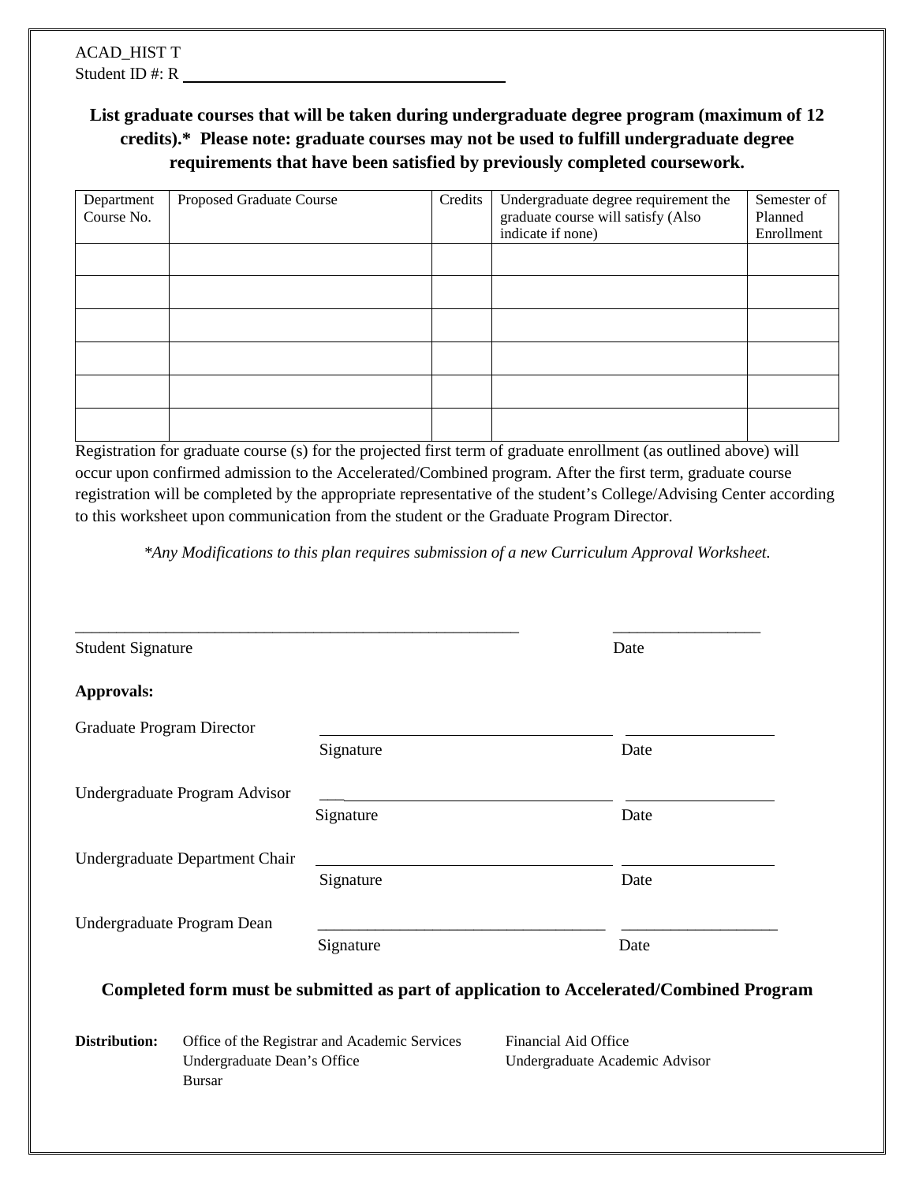ACAD_HIST T
Student ID #: R ________________________________

**List graduate courses that will be taken during undergraduate degree program (maximum of 12 credits).\*  Please note: graduate courses may not be used to fulfill undergraduate degree requirements that have been satisfied by previously completed coursework.**

| Department Course No. | Proposed Graduate Course | Credits | Undergraduate degree requirement the graduate course will satisfy (Also indicate if none) | Semester of Planned Enrollment |
|---|---|---|---|---|
| | | | | |
| | | | | |
| | | | | |
| | | | | |
| | | | | |
| | | | | |

Registration for graduate course (s) for the projected first term of graduate enrollment (as outlined above) will occur upon confirmed admission to the Accelerated/Combined program. After the first term, graduate course registration will be completed by the appropriate representative of the student's College/Advising Center according to this worksheet upon communication from the student or the Graduate Program Director.

*\*Any Modifications to this plan requires submission of a new Curriculum Approval Worksheet.*

_______________________________________________________ __________________

Student Signature Date

**Approvals:**

Graduate Program Director ____________________________________ __________________
Signature Date

Undergraduate Program Advisor ____________________________________ __________________
Signature Date

Undergraduate Department Chair ____________________________________ __________________
Signature Date

Undergraduate Program Dean ____________________________________ __________________
Signature Date

**Completed form must be submitted as part of application to Accelerated/Combined Program**

**Distribution:** Office of the Registrar and Academic Services
Undergraduate Dean's Office
Bursar
Financial Aid Office
Undergraduate Academic Advisor